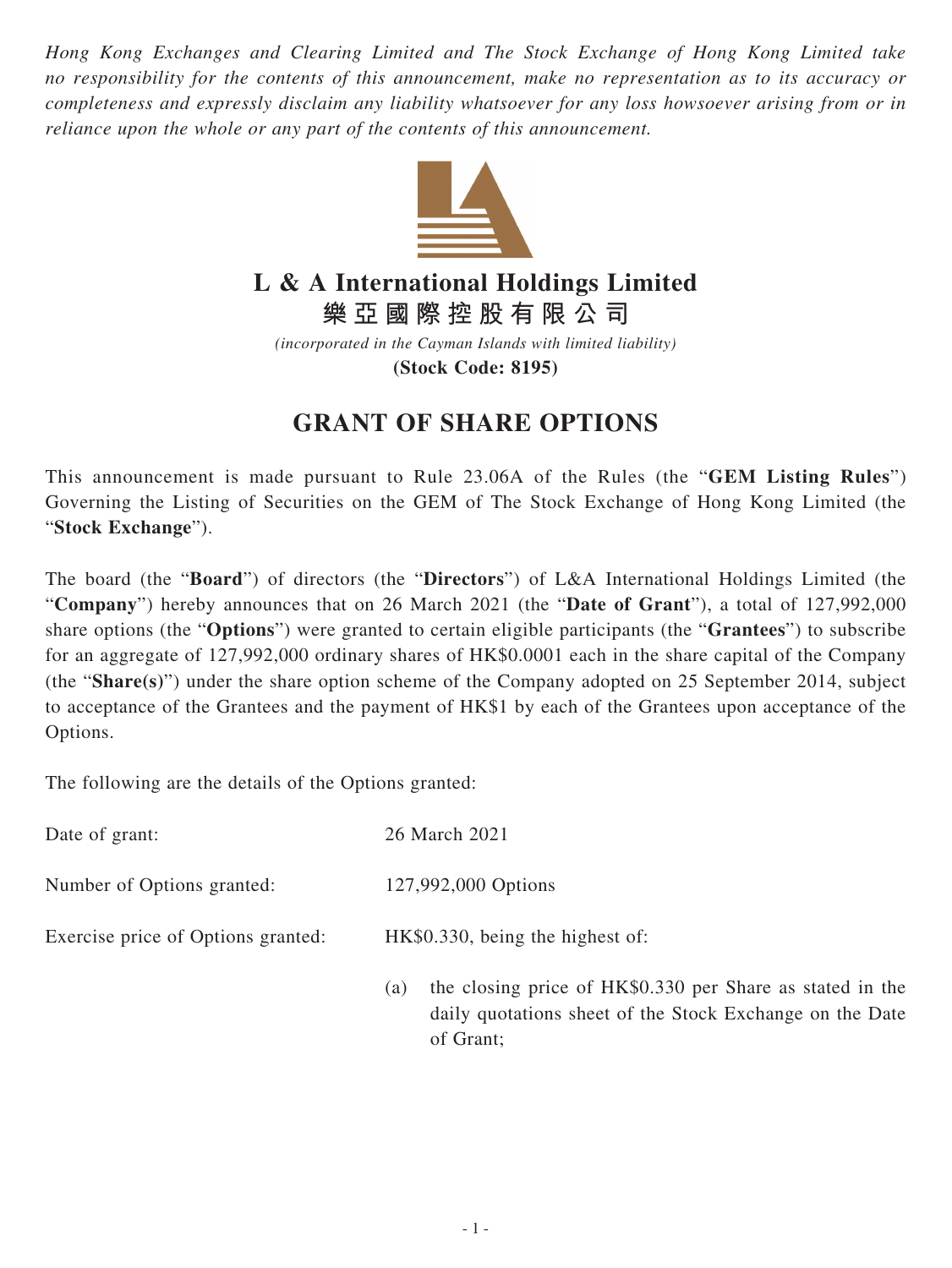*Hong Kong Exchanges and Clearing Limited and The Stock Exchange of Hong Kong Limited take no responsibility for the contents of this announcement, make no representation as to its accuracy or completeness and expressly disclaim any liability whatsoever for any loss howsoever arising from or in reliance upon the whole or any part of the contents of this announcement.*

# L & A International Holdings Limited
# 樂亞國際控股有限公司

*(incorporated in the Cayman Islands with limited liability)*

**(Stock Code: 8195)**

## GRANT OF SHARE OPTIONS

This announcement is made pursuant to Rule 23.06A of the Rules (the "**GEM Listing Rules**") Governing the Listing of Securities on the GEM of The Stock Exchange of Hong Kong Limited (the "**Stock Exchange**").

The board (the "**Board**") of directors (the "**Directors**") of L&A International Holdings Limited (the "**Company**") hereby announces that on 26 March 2021 (the "**Date of Grant**"), a total of 127,992,000 share options (the "**Options**") were granted to certain eligible participants (the "**Grantees**") to subscribe for an aggregate of 127,992,000 ordinary shares of HK$0.0001 each in the share capital of the Company (the "**Share(s)**") under the share option scheme of the Company adopted on 25 September 2014, subject to acceptance of the Grantees and the payment of HK$1 by each of the Grantees upon acceptance of the Options.

The following are the details of the Options granted:

Date of grant: 26 March 2021

Number of Options granted: 127,992,000 Options

Exercise price of Options granted: HK$0.330, being the highest of:

(a) the closing price of HK$0.330 per Share as stated in the daily quotations sheet of the Stock Exchange on the Date of Grant;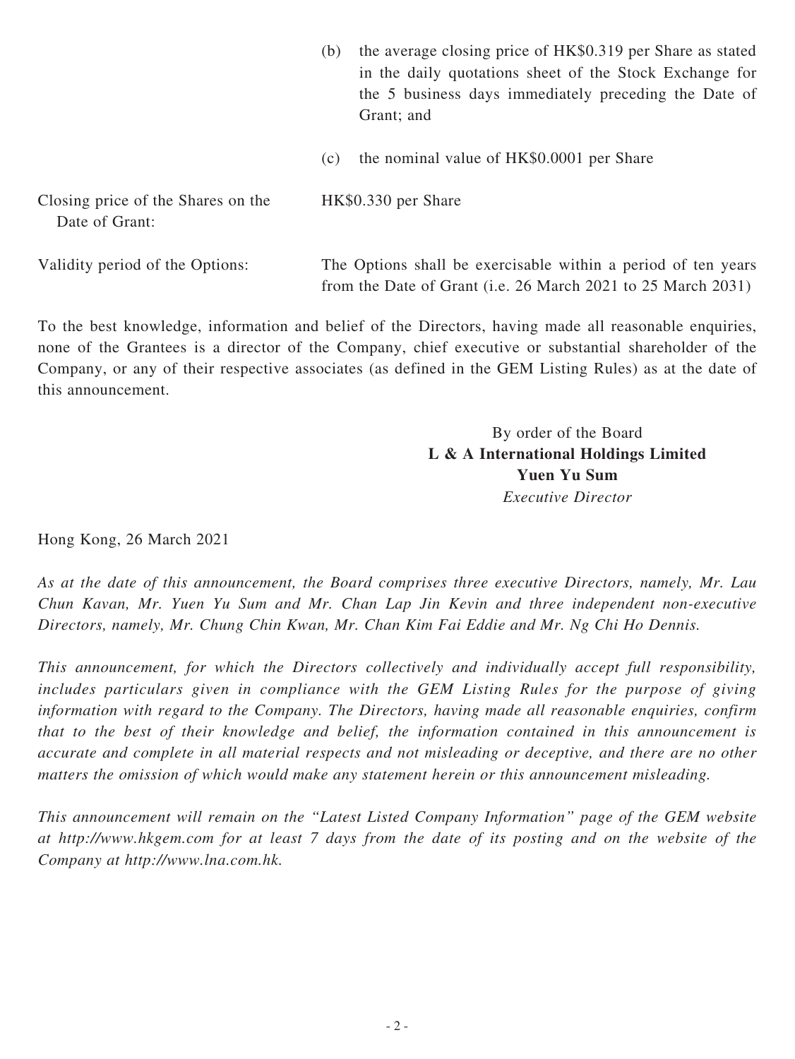| | |
|---|---|
| | (b) the average closing price of HK$0.319 per Share as stated in the daily quotations sheet of the Stock Exchange for the 5 business days immediately preceding the Date of Grant; and |
| | (c) the nominal value of HK$0.0001 per Share |
| Closing price of the Shares on the Date of Grant: | HK$0.330 per Share |
| Validity period of the Options: | The Options shall be exercisable within a period of ten years from the Date of Grant (i.e. 26 March 2021 to 25 March 2031) |

To the best knowledge, information and belief of the Directors, having made all reasonable enquiries, none of the Grantees is a director of the Company, chief executive or substantial shareholder of the Company, or any of their respective associates (as defined in the GEM Listing Rules) as at the date of this announcement.

By order of the Board
**L & A International Holdings Limited**
**Yuen Yu Sum**
*Executive Director*

Hong Kong, 26 March 2021

*As at the date of this announcement, the Board comprises three executive Directors, namely, Mr. Lau Chun Kavan, Mr. Yuen Yu Sum and Mr. Chan Lap Jin Kevin and three independent non-executive Directors, namely, Mr. Chung Chin Kwan, Mr. Chan Kim Fai Eddie and Mr. Ng Chi Ho Dennis.*

*This announcement, for which the Directors collectively and individually accept full responsibility, includes particulars given in compliance with the GEM Listing Rules for the purpose of giving information with regard to the Company. The Directors, having made all reasonable enquiries, confirm that to the best of their knowledge and belief, the information contained in this announcement is accurate and complete in all material respects and not misleading or deceptive, and there are no other matters the omission of which would make any statement herein or this announcement misleading.*

*This announcement will remain on the "Latest Listed Company Information" page of the GEM website at http://www.hkgem.com for at least 7 days from the date of its posting and on the website of the Company at http://www.lna.com.hk.*